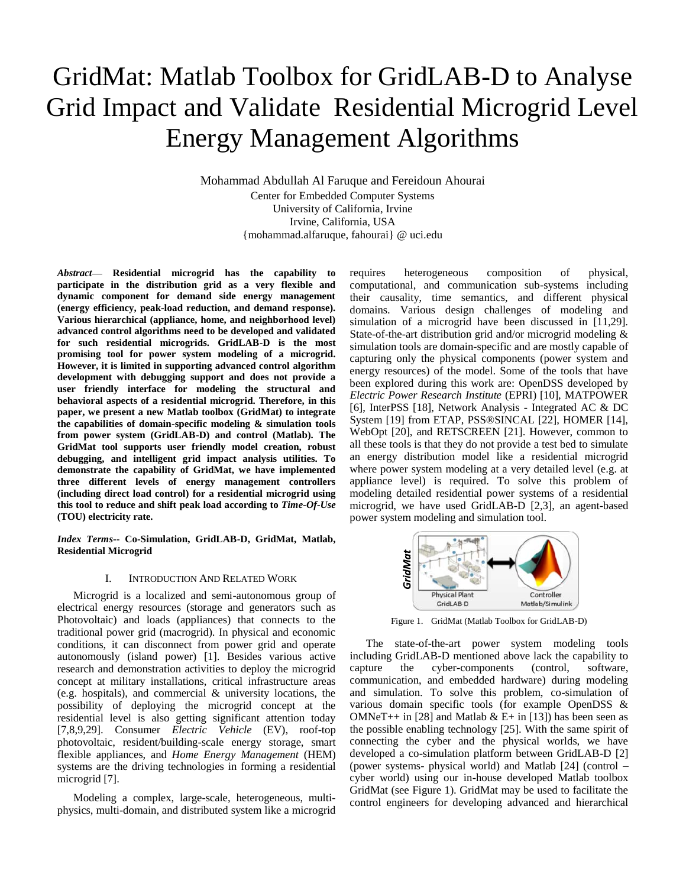# GridMat: Matlab Toolbox for GridLAB-D to Analyse Grid Impact and Validate Residential Microgrid Level Energy Management Algorithms

Mohammad Abdullah Al Faruque and Fereidoun Ahourai
Center for Embedded Computer Systems
University of California, Irvine
Irvine, California, USA
{mohammad.alfaruque, fahourai} @ uci.edu

***Abstract*— Residential microgrid has the capability to participate in the distribution grid as a very flexible and dynamic component for demand side energy management (energy efficiency, peak-load reduction, and demand response). Various hierarchical (appliance, home, and neighborhood level) advanced control algorithms need to be developed and validated for such residential microgrids. GridLAB-D is the most promising tool for power system modeling of a microgrid. However, it is limited in supporting advanced control algorithm development with debugging support and does not provide a user friendly interface for modeling the structural and behavioral aspects of a residential microgrid. Therefore, in this paper, we present a new Matlab toolbox (GridMat) to integrate the capabilities of domain-specific modeling & simulation tools from power system (GridLAB-D) and control (Matlab). The GridMat tool supports user friendly model creation, robust debugging, and intelligent grid impact analysis utilities. To demonstrate the capability of GridMat, we have implemented three different levels of energy management controllers (including direct load control) for a residential microgrid using this tool to reduce and shift peak load according to *Time-Of-Use* (TOU) electricity rate.**

***Index Terms*-- Co-Simulation, GridLAB-D, GridMat, Matlab, Residential Microgrid**

## I. Introduction And Related Work

Microgrid is a localized and semi-autonomous group of electrical energy resources (storage and generators such as Photovoltaic) and loads (appliances) that connects to the traditional power grid (macrogrid). In physical and economic conditions, it can disconnect from power grid and operate autonomously (island power) [1]. Besides various active research and demonstration activities to deploy the microgrid concept at military installations, critical infrastructure areas (e.g. hospitals), and commercial & university locations, the possibility of deploying the microgrid concept at the residential level is also getting significant attention today [7,8,9,29]. Consumer *Electric Vehicle* (EV), roof-top photovoltaic, resident/building-scale energy storage, smart flexible appliances, and *Home Energy Management* (HEM) systems are the driving technologies in forming a residential microgrid [7].

Modeling a complex, large-scale, heterogeneous, multi-physics, multi-domain, and distributed system like a microgrid requires heterogeneous composition of physical, computational, and communication sub-systems including their causality, time semantics, and different physical domains. Various design challenges of modeling and simulation of a microgrid have been discussed in [11,29]. State-of-the-art distribution grid and/or microgrid modeling & simulation tools are domain-specific and are mostly capable of capturing only the physical components (power system and energy resources) of the model. Some of the tools that have been explored during this work are: OpenDSS developed by *Electric Power Research Institute* (EPRI) [10], MATPOWER [6], InterPSS [18], Network Analysis - Integrated AC & DC System [19] from ETAP, PSS®SINCAL [22], HOMER [14], WebOpt [20], and RETSCREEN [21]. However, common to all these tools is that they do not provide a test bed to simulate an energy distribution model like a residential microgrid where power system modeling at a very detailed level (e.g. at appliance level) is required. To solve this problem of modeling detailed residential power systems of a residential microgrid, we have used GridLAB-D [2,3], an agent-based power system modeling and simulation tool.

Figure 1. GridMat (Matlab Toolbox for GridLAB-D)

The state-of-the-art power system modeling tools including GridLAB-D mentioned above lack the capability to capture the cyber-components (control, software, communication, and embedded hardware) during modeling and simulation. To solve this problem, co-simulation of various domain specific tools (for example OpenDSS & OMNeT++ in [28] and Matlab & E+ in [13]) has been seen as the possible enabling technology [25]. With the same spirit of connecting the cyber and the physical worlds, we have developed a co-simulation platform between GridLAB-D [2] (power systems- physical world) and Matlab [24] (control – cyber world) using our in-house developed Matlab toolbox GridMat (see Figure 1). GridMat may be used to facilitate the control engineers for developing advanced and hierarchical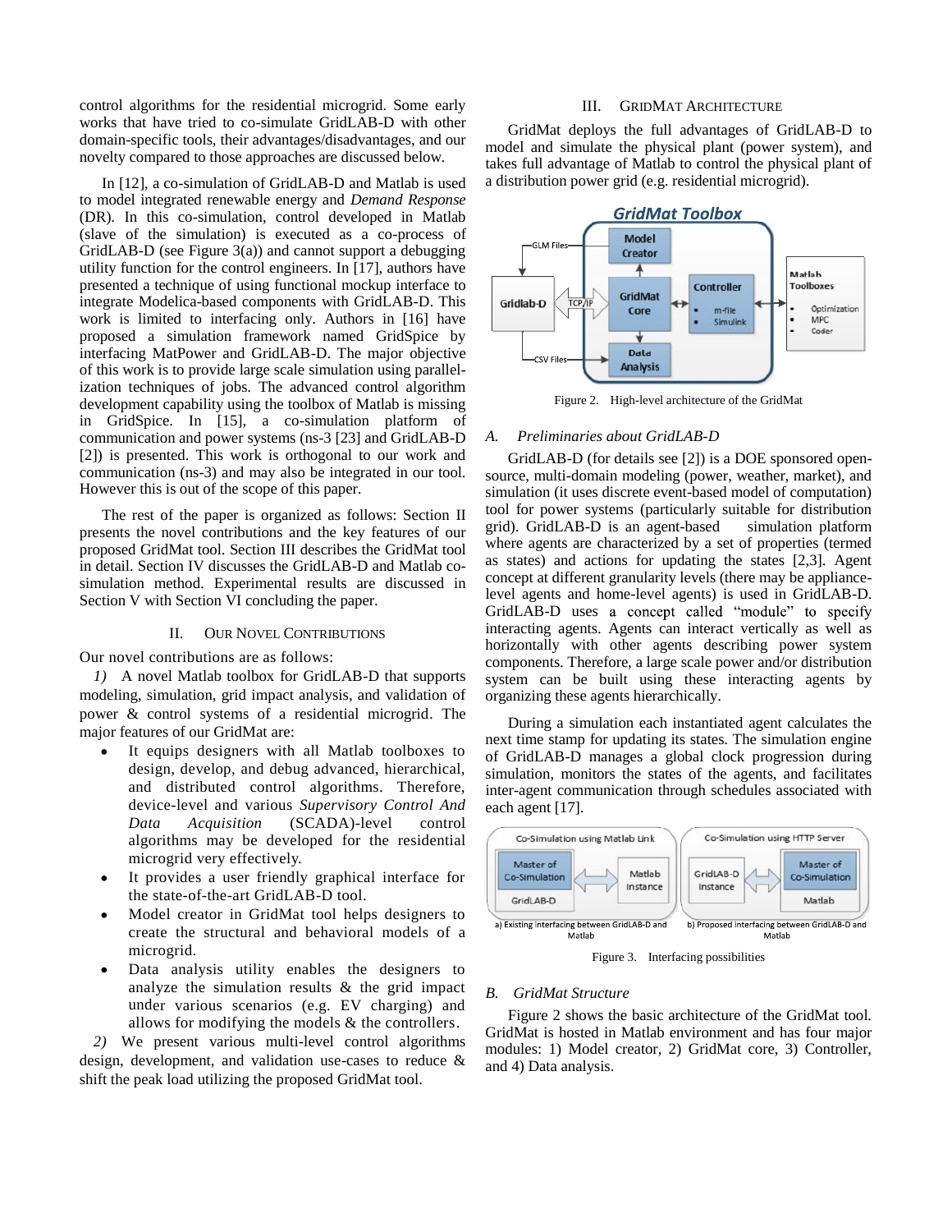control algorithms for the residential microgrid. Some early works that have tried to co-simulate GridLAB-D with other domain-specific tools, their advantages/disadvantages, and our novelty compared to those approaches are discussed below.

In [12], a co-simulation of GridLAB-D and Matlab is used to model integrated renewable energy and *Demand Response* (DR). In this co-simulation, control developed in Matlab (slave of the simulation) is executed as a co-process of GridLAB-D (see Figure 3(a)) and cannot support a debugging utility function for the control engineers. In [17], authors have presented a technique of using functional mockup interface to integrate Modelica-based components with GridLAB-D. This work is limited to interfacing only. Authors in [16] have proposed a simulation framework named GridSpice by interfacing MatPower and GridLAB-D. The major objective of this work is to provide large scale simulation using parallelization techniques of jobs. The advanced control algorithm development capability using the toolbox of Matlab is missing in GridSpice. In [15], a co-simulation platform of communication and power systems (ns-3 [23] and GridLAB-D [2]) is presented. This work is orthogonal to our work and communication (ns-3) and may also be integrated in our tool. However this is out of the scope of this paper.

The rest of the paper is organized as follows: Section II presents the novel contributions and the key features of our proposed GridMat tool. Section III describes the GridMat tool in detail. Section IV discusses the GridLAB-D and Matlab co-simulation method. Experimental results are discussed in Section V with Section VI concluding the paper.

## II. Our Novel Contributions

Our novel contributions are as follows:

*1)* A novel Matlab toolbox for GridLAB-D that supports modeling, simulation, grid impact analysis, and validation of power & control systems of a residential microgrid. The major features of our GridMat are:

- It equips designers with all Matlab toolboxes to design, develop, and debug advanced, hierarchical, and distributed control algorithms. Therefore, device-level and various *Supervisory Control And Data Acquisition* (SCADA)-level control algorithms may be developed for the residential microgrid very effectively.
- It provides a user friendly graphical interface for the state-of-the-art GridLAB-D tool.
- Model creator in GridMat tool helps designers to create the structural and behavioral models of a microgrid.
- Data analysis utility enables the designers to analyze the simulation results & the grid impact under various scenarios (e.g. EV charging) and allows for modifying the models & the controllers.

*2)* We present various multi-level control algorithms design, development, and validation use-cases to reduce & shift the peak load utilizing the proposed GridMat tool.

## III. GridMat Architecture

GridMat deploys the full advantages of GridLAB-D to model and simulate the physical plant (power system), and takes full advantage of Matlab to control the physical plant of a distribution power grid (e.g. residential microgrid).

Figure 2. High-level architecture of the GridMat

### A. Preliminaries about GridLAB-D

GridLAB-D (for details see [2]) is a DOE sponsored open-source, multi-domain modeling (power, weather, market), and simulation (it uses discrete event-based model of computation) tool for power systems (particularly suitable for distribution grid). GridLAB-D is an agent-based simulation platform where agents are characterized by a set of properties (termed as states) and actions for updating the states [2,3]. Agent concept at different granularity levels (there may be appliance-level agents and home-level agents) is used in GridLAB-D. GridLAB-D uses a concept called "module" to specify interacting agents. Agents can interact vertically as well as horizontally with other agents describing power system components. Therefore, a large scale power and/or distribution system can be built using these interacting agents by organizing these agents hierarchically.

During a simulation each instantiated agent calculates the next time stamp for updating its states. The simulation engine of GridLAB-D manages a global clock progression during simulation, monitors the states of the agents, and facilitates inter-agent communication through schedules associated with each agent [17].

Figure 3. Interfacing possibilities

### B. GridMat Structure

Figure 2 shows the basic architecture of the GridMat tool. GridMat is hosted in Matlab environment and has four major modules: 1) Model creator, 2) GridMat core, 3) Controller, and 4) Data analysis.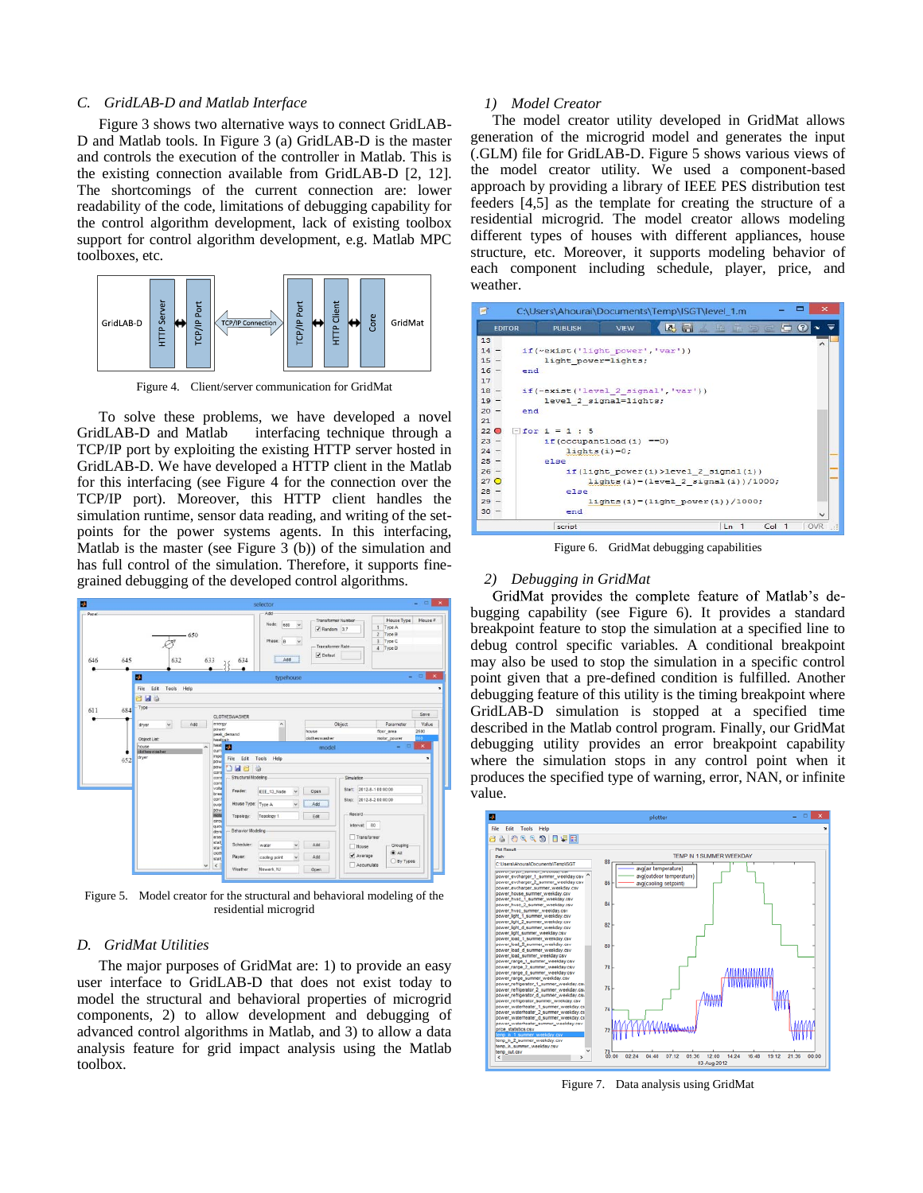### C. GridLAB-D and Matlab Interface

Figure 3 shows two alternative ways to connect GridLAB-D and Matlab tools. In Figure 3 (a) GridLAB-D is the master and controls the execution of the controller in Matlab. This is the existing connection available from GridLAB-D [2, 12]. The shortcomings of the current connection are: lower readability of the code, limitations of debugging capability for the control algorithm development, lack of existing toolbox support for control algorithm development, e.g. Matlab MPC toolboxes, etc.

Figure 4. Client/server communication for GridMat

To solve these problems, we have developed a novel GridLAB-D and Matlab interfacing technique through a TCP/IP port by exploiting the existing HTTP server hosted in GridLAB-D. We have developed a HTTP client in the Matlab for this interfacing (see Figure 4 for the connection over the TCP/IP port). Moreover, this HTTP client handles the simulation runtime, sensor data reading, and writing of the set-points for the power systems agents. In this interfacing, Matlab is the master (see Figure 3 (b)) of the simulation and has full control of the simulation. Therefore, it supports fine-grained debugging of the developed control algorithms.

Figure 5. Model creator for the structural and behavioral modeling of the residential microgrid

### D. GridMat Utilities

The major purposes of GridMat are: 1) to provide an easy user interface to GridLAB-D that does not exist today to model the structural and behavioral properties of microgrid components, 2) to allow development and debugging of advanced control algorithms in Matlab, and 3) to allow a data analysis feature for grid impact analysis using the Matlab toolbox.

#### 1) Model Creator

The model creator utility developed in GridMat allows generation of the microgrid model and generates the input (.GLM) file for GridLAB-D. Figure 5 shows various views of the model creator utility. We used a component-based approach by providing a library of IEEE PES distribution test feeders [4,5] as the template for creating the structure of a residential microgrid. The model creator allows modeling different types of houses with different appliances, house structure, etc. Moreover, it supports modeling behavior of each component including schedule, player, price, and weather.

Figure 6. GridMat debugging capabilities

#### 2) Debugging in GridMat

GridMat provides the complete feature of Matlab's debugging capability (see Figure 6). It provides a standard breakpoint feature to stop the simulation at a specified line to debug control specific variables. A conditional breakpoint may also be used to stop the simulation in a specific control point given that a pre-defined condition is fulfilled. Another debugging feature of this utility is the timing breakpoint where GridLAB-D simulation is stopped at a specified time described in the Matlab control program. Finally, our GridMat debugging utility provides an error breakpoint capability where the simulation stops in any control point when it produces the specified type of warning, error, NAN, or infinite value.

Figure 7. Data analysis using GridMat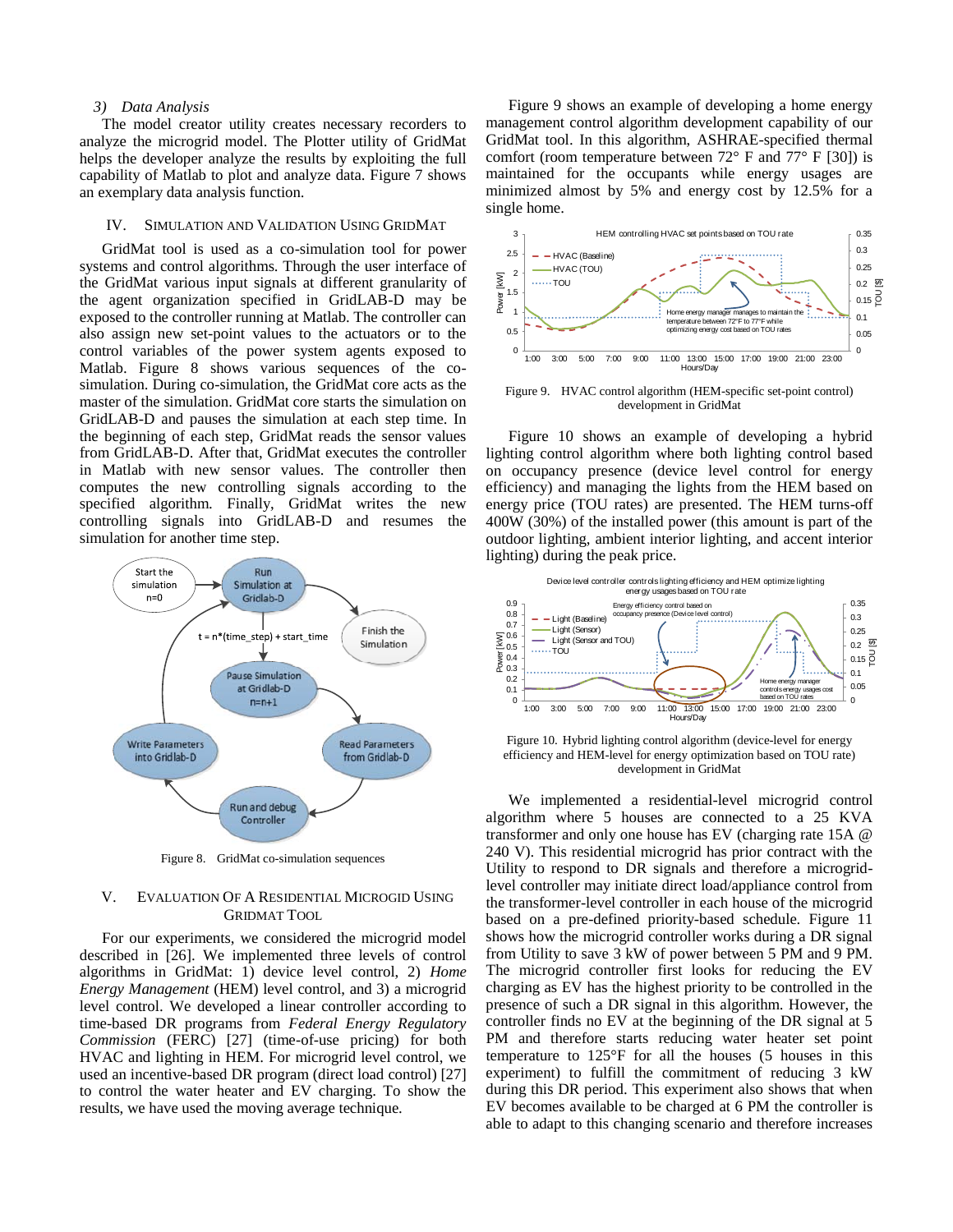### 3) Data Analysis

The model creator utility creates necessary recorders to analyze the microgrid model. The Plotter utility of GridMat helps the developer analyze the results by exploiting the full capability of Matlab to plot and analyze data. Figure 7 shows an exemplary data analysis function.

## IV. Simulation and Validation Using GridMat

GridMat tool is used as a co-simulation tool for power systems and control algorithms. Through the user interface of the GridMat various input signals at different granularity of the agent organization specified in GridLAB-D may be exposed to the controller running at Matlab. The controller can also assign new set-point values to the actuators or to the control variables of the power system agents exposed to Matlab. Figure 8 shows various sequences of the co-simulation. During co-simulation, the GridMat core acts as the master of the simulation. GridMat core starts the simulation on GridLAB-D and pauses the simulation at each step time. In the beginning of each step, GridMat reads the sensor values from GridLAB-D. After that, GridMat executes the controller in Matlab with new sensor values. The controller then computes the new controlling signals according to the specified algorithm. Finally, GridMat writes the new controlling signals into GridLAB-D and resumes the simulation for another time step.

Figure 8. GridMat co-simulation sequences

## V. Evaluation of a Residential Microgid Using GridMat Tool

For our experiments, we considered the microgrid model described in [26]. We implemented three levels of control algorithms in GridMat: 1) device level control, 2) *Home Energy Management* (HEM) level control, and 3) a microgrid level control. We developed a linear controller according to time-based DR programs from *Federal Energy Regulatory Commission* (FERC) [27] (time-of-use pricing) for both HVAC and lighting in HEM. For microgrid level control, we used an incentive-based DR program (direct load control) [27] to control the water heater and EV charging. To show the results, we have used the moving average technique.

Figure 9 shows an example of developing a home energy management control algorithm development capability of our GridMat tool. In this algorithm, ASHRAE-specified thermal comfort (room temperature between 72° F and 77° F [30]) is maintained for the occupants while energy usages are minimized almost by 5% and energy cost by 12.5% for a single home.

Figure 9. HVAC control algorithm (HEM-specific set-point control) development in GridMat

Figure 10 shows an example of developing a hybrid lighting control algorithm where both lighting control based on occupancy presence (device level control for energy efficiency) and managing the lights from the HEM based on energy price (TOU rates) are presented. The HEM turns-off 400W (30%) of the installed power (this amount is part of the outdoor lighting, ambient interior lighting, and accent interior lighting) during the peak price.

Figure 10. Hybrid lighting control algorithm (device-level for energy efficiency and HEM-level for energy optimization based on TOU rate) development in GridMat

We implemented a residential-level microgrid control algorithm where 5 houses are connected to a 25 KVA transformer and only one house has EV (charging rate 15A @ 240 V). This residential microgrid has prior contract with the Utility to respond to DR signals and therefore a microgrid-level controller may initiate direct load/appliance control from the transformer-level controller in each house of the microgrid based on a pre-defined priority-based schedule. Figure 11 shows how the microgrid controller works during a DR signal from Utility to save 3 kW of power between 5 PM and 9 PM. The microgrid controller first looks for reducing the EV charging as EV has the highest priority to be controlled in the presence of such a DR signal in this algorithm. However, the controller finds no EV at the beginning of the DR signal at 5 PM and therefore starts reducing water heater set point temperature to 125°F for all the houses (5 houses in this experiment) to fulfill the commitment of reducing 3 kW during this DR period. This experiment also shows that when EV becomes available to be charged at 6 PM the controller is able to adapt to this changing scenario and therefore increases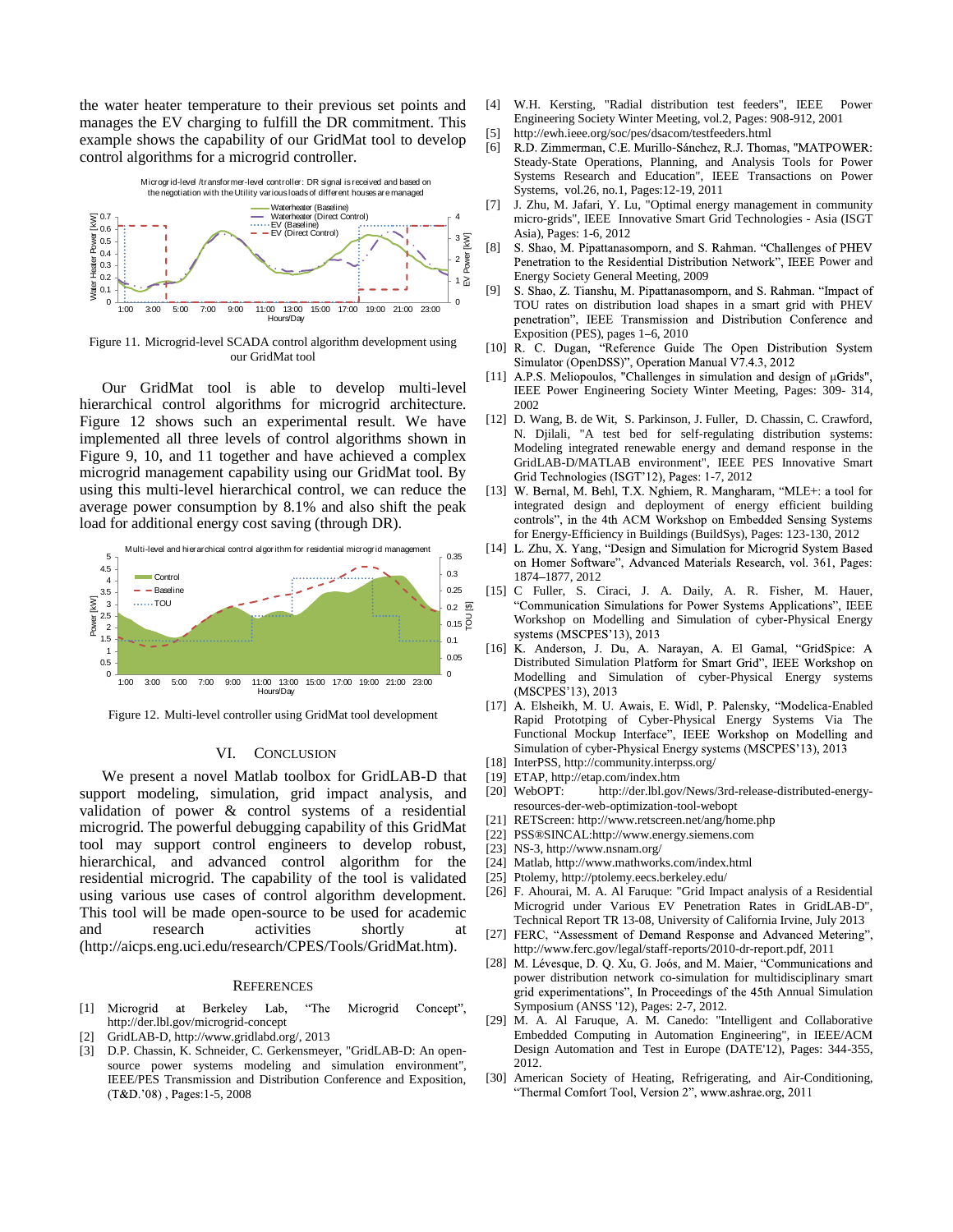the water heater temperature to their previous set points and manages the EV charging to fulfill the DR commitment. This example shows the capability of our GridMat tool to develop control algorithms for a microgrid controller.

Microgrid-level /transformer-level controller: DR signal is received and based on the negotiation with the Utility various loads of different houses are managed

Waterheater (Baseline)
Waterheater (Direct Control)
EV (Baseline)
EV (Direct Control)

Water Heater Power [kW]
0.7
0.6
0.5
0.4
0.3
0.2
0.1
0

EV Power [kW]
4
3
2
1
0

1:00 3:00 5:00 7:00 9:00 11:00 13:00 15:00 17:00 19:00 21:00 23:00
Hours/Day

Figure 11. Microgrid-level SCADA control algorithm development using our GridMat tool

Our GridMat tool is able to develop multi-level hierarchical control algorithms for microgrid architecture. Figure 12 shows such an experimental result. We have implemented all three levels of control algorithms shown in Figure 9, 10, and 11 together and have achieved a complex microgrid management capability using our GridMat tool. By using this multi-level hierarchical control, we can reduce the average power consumption by 8.1% and also shift the peak load for additional energy cost saving (through DR).

Multi-level and hierarchical control algorithm for residential microgrid management

Control
Baseline
TOU

Power [kW]
5
4.5
4
3.5
3
2.5
2
1.5
1
0.5
0

TOU [$]
0.35
0.3
0.25
0.2
0.15
0.1
0.05
0

1:00 3:00 5:00 7:00 9:00 11:00 13:00 15:00 17:00 19:00 21:00 23:00
Hours/Day

Figure 12. Multi-level controller using GridMat tool development

## VI. Conclusion

We present a novel Matlab toolbox for GridLAB-D that support modeling, simulation, grid impact analysis, and validation of power & control systems of a residential microgrid. The powerful debugging capability of this GridMat tool may support control engineers to develop robust, hierarchical, and advanced control algorithm for the residential microgrid. The capability of the tool is validated using various use cases of control algorithm development. This tool will be made open-source to be used for academic and research activities shortly at (http://aicps.eng.uci.edu/research/CPES/Tools/GridMat.htm).

## References

[1] Microgrid at Berkeley Lab, "The Microgrid Concept", http://der.lbl.gov/microgrid-concept
[2] GridLAB-D, http://www.gridlabd.org/, 2013
[3] D.P. Chassin, K. Schneider, C. Gerkensmeyer, "GridLAB-D: An open-source power systems modeling and simulation environment", IEEE/PES Transmission and Distribution Conference and Exposition, (T&D.'08) , Pages:1-5, 2008
[4] W.H. Kersting, "Radial distribution test feeders", IEEE Power Engineering Society Winter Meeting, vol.2, Pages: 908-912, 2001
[5] http://ewh.ieee.org/soc/pes/dsacom/testfeeders.html
[6] R.D. Zimmerman, C.E. Murillo-Sánchez, R.J. Thomas, "MATPOWER: Steady-State Operations, Planning, and Analysis Tools for Power Systems Research and Education", IEEE Transactions on Power Systems, vol.26, no.1, Pages:12-19, 2011
[7] J. Zhu, M. Jafari, Y. Lu, "Optimal energy management in community micro-grids", IEEE Innovative Smart Grid Technologies - Asia (ISGT Asia), Pages: 1-6, 2012
[8] S. Shao, M. Pipattanasomporn, and S. Rahman. "Challenges of PHEV Penetration to the Residential Distribution Network", IEEE Power and Energy Society General Meeting, 2009
[9] S. Shao, Z. Tianshu, M. Pipattanasomporn, and S. Rahman. "Impact of TOU rates on distribution load shapes in a smart grid with PHEV penetration", IEEE Transmission and Distribution Conference and Exposition (PES), pages 1–6, 2010
[10] R. C. Dugan, "Reference Guide The Open Distribution System Simulator (OpenDSS)", Operation Manual V7.4.3, 2012
[11] A.P.S. Meliopoulos, "Challenges in simulation and design of μGrids", IEEE Power Engineering Society Winter Meeting, Pages: 309- 314, 2002
[12] D. Wang, B. de Wit, S. Parkinson, J. Fuller, D. Chassin, C. Crawford, N. Djilali, "A test bed for self-regulating distribution systems: Modeling integrated renewable energy and demand response in the GridLAB-D/MATLAB environment", IEEE PES Innovative Smart Grid Technologies (ISGT'12), Pages: 1-7, 2012
[13] W. Bernal, M. Behl, T.X. Nghiem, R. Mangharam, "MLE+: a tool for integrated design and deployment of energy efficient building controls", in the 4th ACM Workshop on Embedded Sensing Systems for Energy-Efficiency in Buildings (BuildSys), Pages: 123-130, 2012
[14] L. Zhu, X. Yang, "Design and Simulation for Microgrid System Based on Homer Software", Advanced Materials Research, vol. 361, Pages: 1874–1877, 2012
[15] C Fuller, S. Ciraci, J. A. Daily, A. R. Fisher, M. Hauer, "Communication Simulations for Power Systems Applications", IEEE Workshop on Modelling and Simulation of cyber-Physical Energy systems (MSCPES'13), 2013
[16] K. Anderson, J. Du, A. Narayan, A. El Gamal, "GridSpice: A Distributed Simulation Platform for Smart Grid", IEEE Workshop on Modelling and Simulation of cyber-Physical Energy systems (MSCPES'13), 2013
[17] A. Elsheikh, M. U. Awais, E. Widl, P. Palensky, "Modelica-Enabled Rapid Prototyping of Cyber-Physical Energy Systems Via The Functional Mockup Interface", IEEE Workshop on Modelling and Simulation of cyber-Physical Energy systems (MSCPES'13), 2013
[18] InterPSS, http://community.interpss.org/
[19] ETAP, http://etap.com/index.htm
[20] WebOPT: http://der.lbl.gov/News/3rd-release-distributed-energy-resources-der-web-optimization-tool-webopt
[21] RETScreen: http://www.retscreen.net/ang/home.php
[22] PSS®SINCAL:http://www.energy.siemens.com
[23] NS-3, http://www.nsnam.org/
[24] Matlab, http://www.mathworks.com/index.html
[25] Ptolemy, http://ptolemy.eecs.berkeley.edu/
[26] F. Ahourai, M. A. Al Faruque: "Grid Impact analysis of a Residential Microgrid under Various EV Penetration Rates in GridLAB-D", Technical Report TR 13-08, University of California Irvine, July 2013
[27] FERC, "Assessment of Demand Response and Advanced Metering", http://www.ferc.gov/legal/staff-reports/2010-dr-report.pdf, 2011
[28] M. Lévesque, D. Q. Xu, G. Joós, and M. Maier, "Communications and power distribution network co-simulation for multidisciplinary smart grid experimentations", In Proceedings of the 45th Annual Simulation Symposium (ANSS '12), Pages: 2-7, 2012.
[29] M. A. Al Faruque, A. M. Canedo: "Intelligent and Collaborative Embedded Computing in Automation Engineering", in IEEE/ACM Design Automation and Test in Europe (DATE'12), Pages: 344-355, 2012.
[30] American Society of Heating, Refrigerating, and Air-Conditioning, "Thermal Comfort Tool, Version 2", www.ashrae.org, 2011